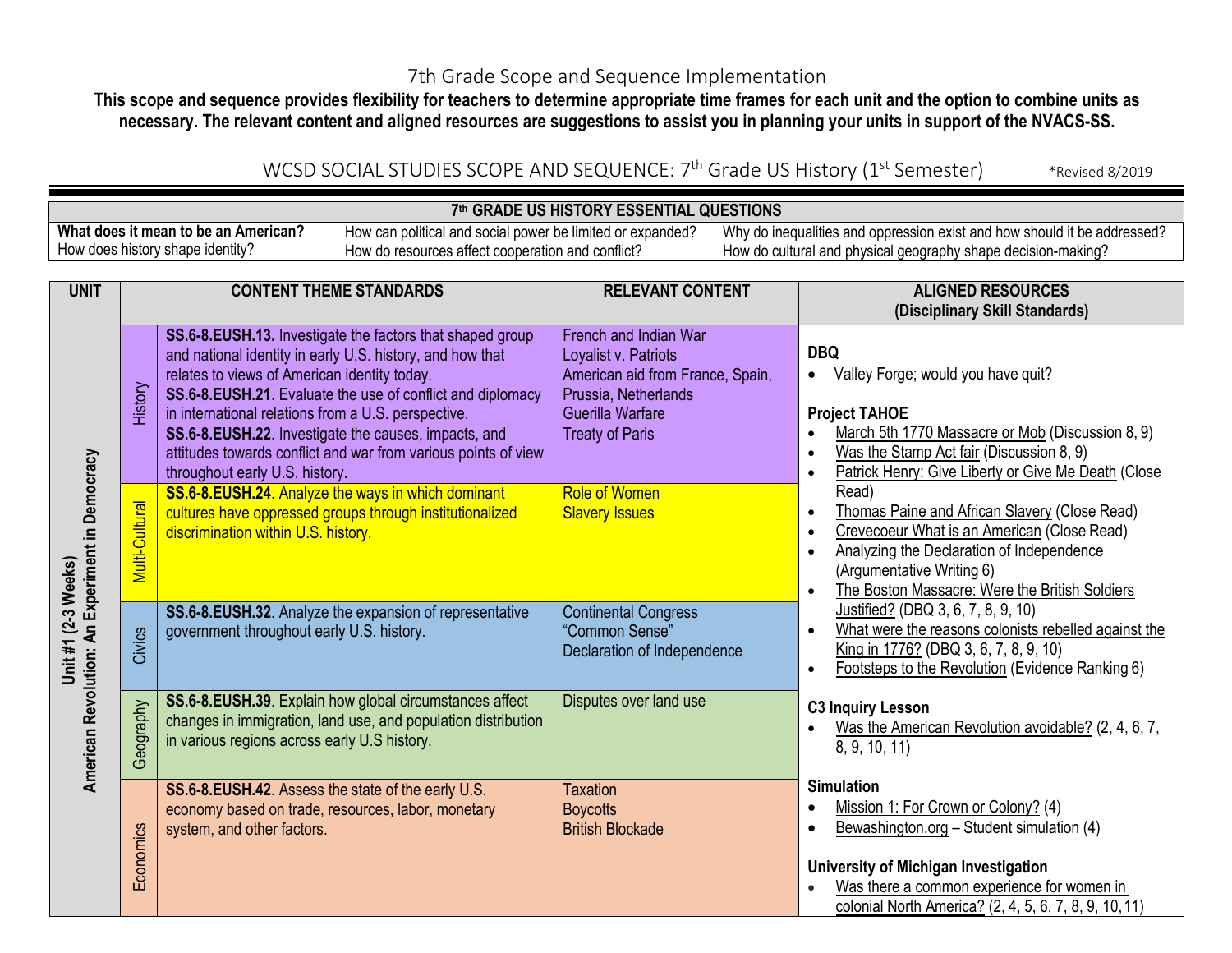# 7th Grade Scope and Sequence Implementation

**This scope and sequence provides flexibility for teachers to determine appropriate time frames for each unit and the option to combine units as necessary. The relevant content and aligned resources are suggestions to assist you in planning your units in support of the NVACS-SS.**

## WCSD SOCIAL STUDIES SCOPE AND SEQUENCE: 7th Grade US History (1st Semester)

*Revised 8/2019

| 7th GRADE US HISTORY ESSENTIAL QUESTIONS | | |
|---|---|---|
| **What does it mean to be an American?** | How can political and social power be limited or expanded? | Why do inequalities and oppression exist and how should it be addressed? |
| How does history shape identity? | How do resources affect cooperation and conflict? | How do cultural and physical geography shape decision-making? |

| UNIT | | CONTENT THEME STANDARDS | RELEVANT CONTENT | ALIGNED RESOURCES (Disciplinary Skill Standards) |
|---|---|---|---|---|
| **Unit #1 (2-3 Weeks) American Revolution: An Experiment in Democracy** | History | **SS.6-8.EUSH.13.** Investigate the factors that shaped group and national identity in early U.S. history, and how that relates to views of American identity today.<br>**SS.6-8.EUSH.21**. Evaluate the use of conflict and diplomacy in international relations from a U.S. perspective.<br>**SS.6-8.EUSH.22**. Investigate the causes, impacts, and attitudes towards conflict and war from various points of view throughout early U.S. history. | French and Indian War<br>Loyalist v. Patriots<br>American aid from France, Spain, Prussia, Netherlands<br>Guerilla Warfare<br>Treaty of Paris | **DBQ**<br>• Valley Forge; would you have quit?<br><br>**Project TAHOE**<br>• March 5th 1770 Massacre or Mob (Discussion 8, 9)<br>• Was the Stamp Act fair (Discussion 8, 9)<br>• Patrick Henry: Give Liberty or Give Me Death (Close Read)<br>• Thomas Paine and African Slavery (Close Read)<br>• Crevecoeur What is an American (Close Read)<br>• Analyzing the Declaration of Independence (Argumentative Writing 6)<br>• The Boston Massacre: Were the British Soldiers Justified? (DBQ 3, 6, 7, 8, 9, 10)<br>• What were the reasons colonists rebelled against the King in 1776? (DBQ 3, 6, 7, 8, 9, 10)<br>• Footsteps to the Revolution (Evidence Ranking 6)<br><br>**C3 Inquiry Lesson**<br>• Was the American Revolution avoidable? (2, 4, 6, 7, 8, 9, 10, 11)<br><br>**Simulation**<br>• Mission 1: For Crown or Colony? (4)<br>• Bewashington.org – Student simulation (4)<br><br>**University of Michigan Investigation**<br>• Was there a common experience for women in colonial North America? (2, 4, 5, 6, 7, 8, 9, 10, 11) |
| | Multi-Cultural | **SS.6-8.EUSH.24**. Analyze the ways in which dominant cultures have oppressed groups through institutionalized discrimination within U.S. history. | Role of Women<br>Slavery Issues | |
| | Civics | **SS.6-8.EUSH.32**. Analyze the expansion of representative government throughout early U.S. history. | Continental Congress<br>"Common Sense"<br>Declaration of Independence | |
| | Geography | **SS.6-8.EUSH.39**. Explain how global circumstances affect changes in immigration, land use, and population distribution in various regions across early U.S history. | Disputes over land use | |
| | Economics | **SS.6-8.EUSH.42**. Assess the state of the early U.S. economy based on trade, resources, labor, monetary system, and other factors. | Taxation<br>Boycotts<br>British Blockade | |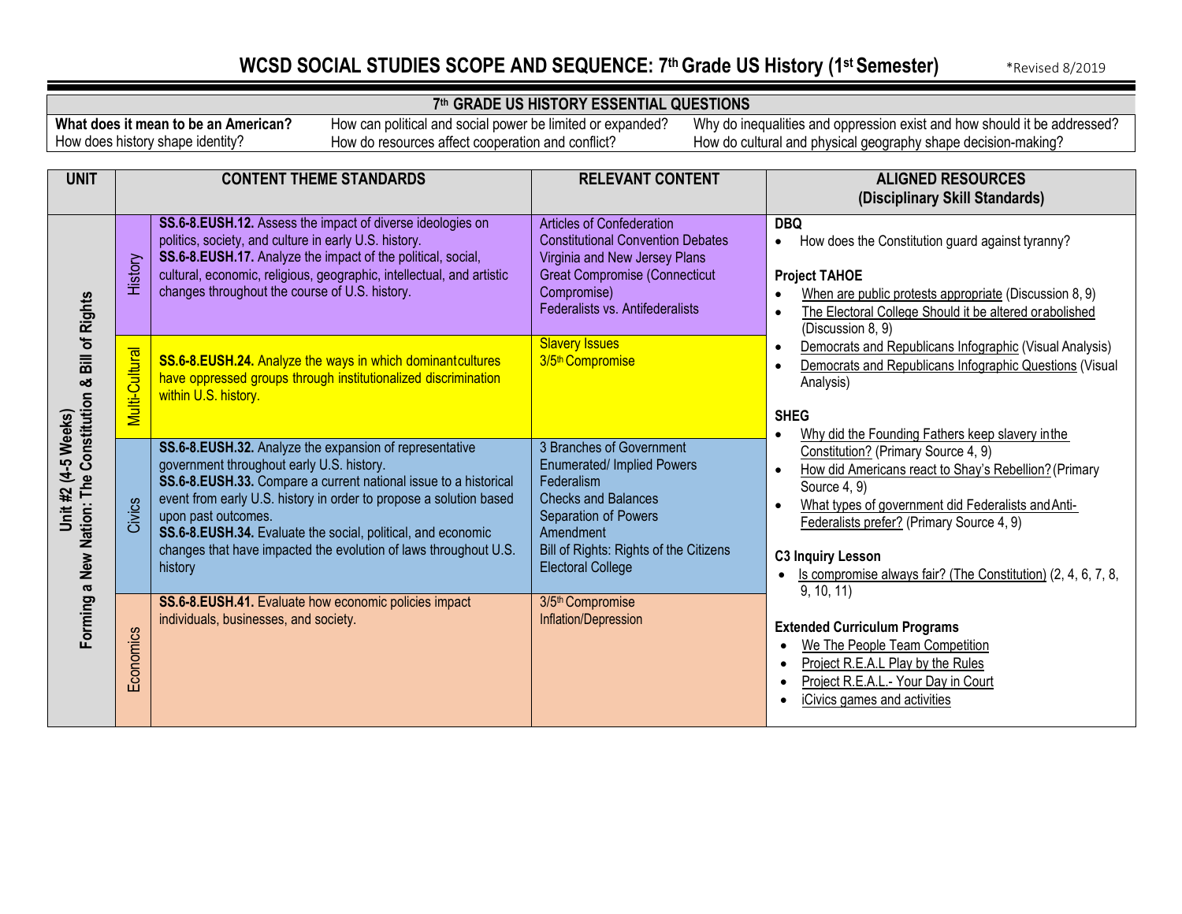# WCSD SOCIAL STUDIES SCOPE AND SEQUENCE: 7th Grade US History (1st Semester)

*Revised 8/2019

| 7th GRADE US HISTORY ESSENTIAL QUESTIONS | | |
|---|---|---|
| **What does it mean to be an American?** | How can political and social power be limited or expanded? | Why do inequalities and oppression exist and how should it be addressed? |
| How does history shape identity? | How do resources affect cooperation and conflict? | How do cultural and physical geography shape decision-making? |

| UNIT | | CONTENT THEME STANDARDS | RELEVANT CONTENT | ALIGNED RESOURCES (Disciplinary Skill Standards) |
|---|---|---|---|---|
| Unit #2 (4-5 Weeks) Forming a New Nation: The Constitution & Bill of Rights | History | **SS.6-8.EUSH.12.** Assess the impact of diverse ideologies on politics, society, and culture in early U.S. history.<br>**SS.6-8.EUSH.17.** Analyze the impact of the political, social, cultural, economic, religious, geographic, intellectual, and artistic changes throughout the course of U.S. history. | Articles of Confederation<br>Constitutional Convention Debates<br>Virginia and New Jersey Plans<br>Great Compromise (Connecticut Compromise)<br>Federalists vs. Antifederalists | **DBQ**<br>• How does the Constitution guard against tyranny?<br><br>**Project TAHOE**<br>• When are public protests appropriate (Discussion 8, 9)<br>• The Electoral College Should it be altered or abolished (Discussion 8, 9)<br>• Democrats and Republicans Infographic (Visual Analysis)<br>• Democrats and Republicans Infographic Questions (Visual Analysis)<br><br>**SHEG**<br>• Why did the Founding Fathers keep slavery in the Constitution? (Primary Source 4, 9)<br>• How did Americans react to Shay's Rebellion? (Primary Source 4, 9)<br>• What types of government did Federalists and Anti-Federalists prefer? (Primary Source 4, 9)<br><br>**C3 Inquiry Lesson**<br>• Is compromise always fair? (The Constitution) (2, 4, 6, 7, 8, 9, 10, 11)<br><br>**Extended Curriculum Programs**<br>• We The People Team Competition<br>• Project R.E.A.L Play by the Rules<br>• Project R.E.A.L.- Your Day in Court<br>• iCivics games and activities |
| | Multi-Cultural | **SS.6-8.EUSH.24.** Analyze the ways in which dominant cultures have oppressed groups through institutionalized discrimination within U.S. history. | Slavery Issues<br>3/5th Compromise | |
| | Civics | **SS.6-8.EUSH.32.** Analyze the expansion of representative government throughout early U.S. history.<br>**SS.6-8.EUSH.33.** Compare a current national issue to a historical event from early U.S. history in order to propose a solution based upon past outcomes.<br>**SS.6-8.EUSH.34.** Evaluate the social, political, and economic changes that have impacted the evolution of laws throughout U.S. history | 3 Branches of Government<br>Enumerated/ Implied Powers<br>Federalism<br>Checks and Balances<br>Separation of Powers<br>Amendment<br>Bill of Rights: Rights of the Citizens<br>Electoral College | |
| | Economics | **SS.6-8.EUSH.41.** Evaluate how economic policies impact individuals, businesses, and society. | 3/5th Compromise<br>Inflation/Depression | |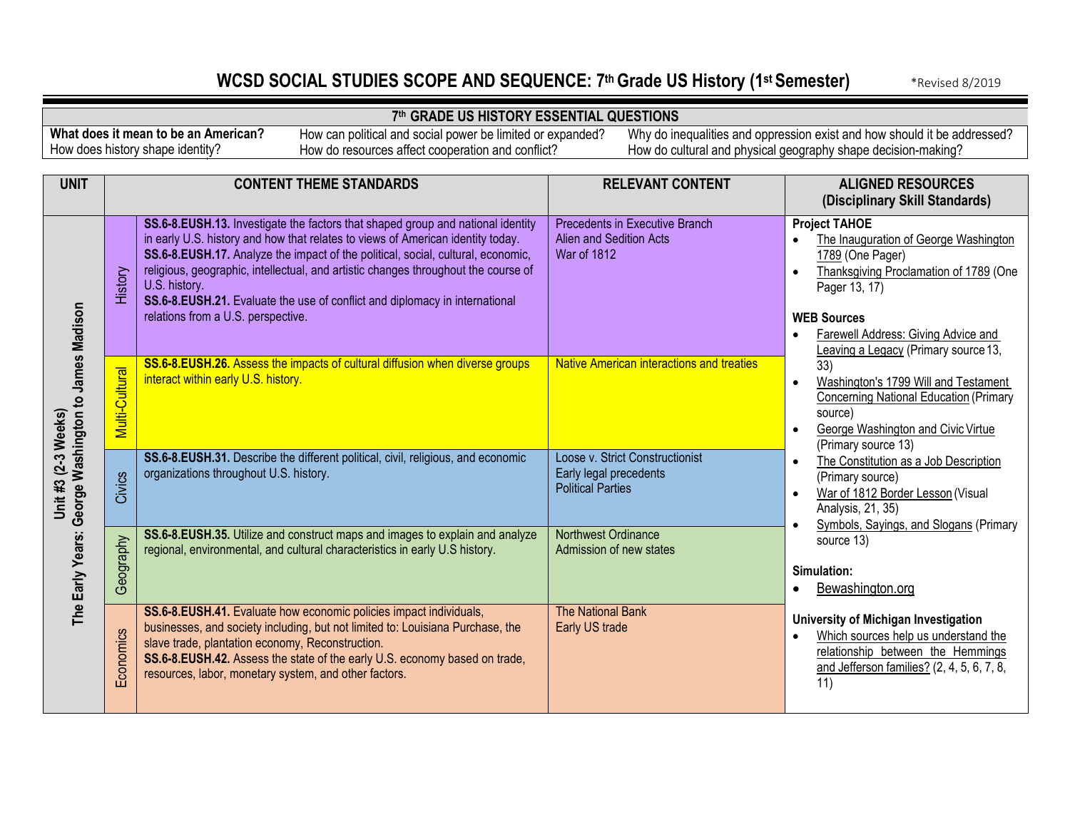# WCSD SOCIAL STUDIES SCOPE AND SEQUENCE: 7th Grade US History (1st Semester)

*Revised 8/2019

| 7th GRADE US HISTORY ESSENTIAL QUESTIONS | | |
|---|---|---|
| **What does it mean to be an American?** | How can political and social power be limited or expanded? | Why do inequalities and oppression exist and how should it be addressed? |
| How does history shape identity? | How do resources affect cooperation and conflict? | How do cultural and physical geography shape decision-making? |

| UNIT | | CONTENT THEME STANDARDS | RELEVANT CONTENT | ALIGNED RESOURCES (Disciplinary Skill Standards) |
|---|---|---|---|---|
| **Unit #3 (2-3 Weeks) The Early Years: George Washington to James Madison** | History | **SS.6-8.EUSH.13.** Investigate the factors that shaped group and national identity in early U.S. history and how that relates to views of American identity today. **SS.6-8.EUSH.17.** Analyze the impact of the political, social, cultural, economic, religious, geographic, intellectual, and artistic changes throughout the course of U.S. history. **SS.6-8.EUSH.21.** Evaluate the use of conflict and diplomacy in international relations from a U.S. perspective. | Precedents in Executive Branch<br>Alien and Sedition Acts<br>War of 1812 | **Project TAHOE**<br>• The Inauguration of George Washington 1789 (One Pager)<br>• Thanksgiving Proclamation of 1789 (One Pager 13, 17)<br><br>**WEB Sources**<br>• Farewell Address: Giving Advice and Leaving a Legacy (Primary source 13, 33)<br>• Washington's 1799 Will and Testament Concerning National Education (Primary source)<br>• George Washington and Civic Virtue (Primary source 13)<br>• The Constitution as a Job Description (Primary source)<br>• War of 1812 Border Lesson (Visual Analysis, 21, 35)<br>• Symbols, Sayings, and Slogans (Primary source 13)<br><br>**Simulation:**<br>• Bewashington.org<br><br>**University of Michigan Investigation**<br>• Which sources help us understand the relationship between the Hemmings and Jefferson families? (2, 4, 5, 6, 7, 8, 11) |
| | Multi-Cultural | **SS.6-8.EUSH.26.** Assess the impacts of cultural diffusion when diverse groups interact within early U.S. history. | Native American interactions and treaties | |
| | Civics | **SS.6-8.EUSH.31.** Describe the different political, civil, religious, and economic organizations throughout U.S. history. | Loose v. Strict Constructionist<br>Early legal precedents<br>Political Parties | |
| | Geography | **SS.6-8.EUSH.35.** Utilize and construct maps and images to explain and analyze regional, environmental, and cultural characteristics in early U.S history. | Northwest Ordinance<br>Admission of new states | |
| | Economics | **SS.6-8.EUSH.41.** Evaluate how economic policies impact individuals, businesses, and society including, but not limited to: Louisiana Purchase, the slave trade, plantation economy, Reconstruction. **SS.6-8.EUSH.42.** Assess the state of the early U.S. economy based on trade, resources, labor, monetary system, and other factors. | The National Bank<br>Early US trade | |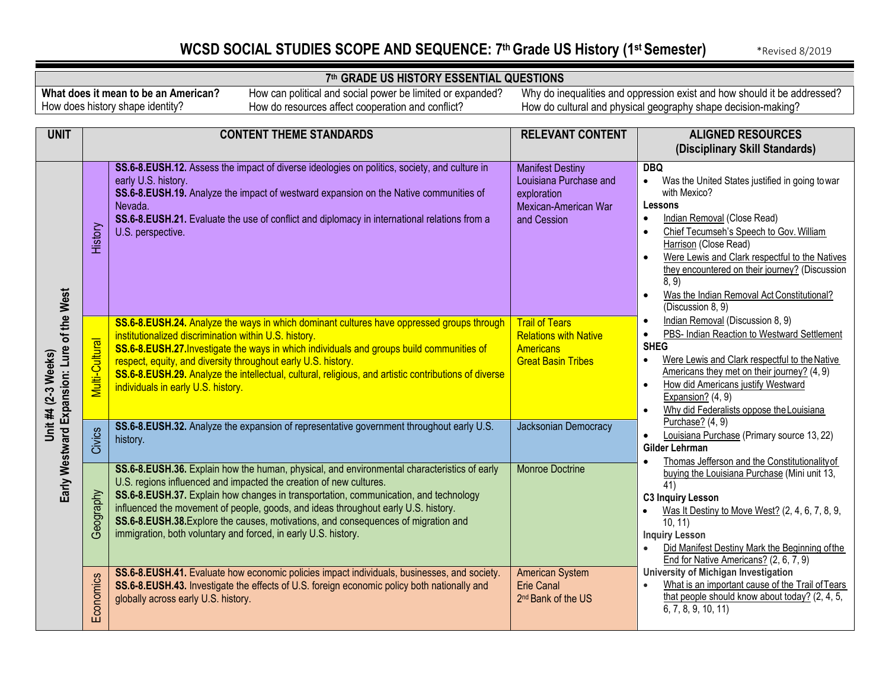# WCSD SOCIAL STUDIES SCOPE AND SEQUENCE: 7th Grade US History (1st Semester)

*Revised 8/2019

| 7th GRADE US HISTORY ESSENTIAL QUESTIONS | | |
|---|---|---|
| **What does it mean to be an American?** | How can political and social power be limited or expanded? | Why do inequalities and oppression exist and how should it be addressed? |
| How does history shape identity? | How do resources affect cooperation and conflict? | How do cultural and physical geography shape decision-making? |

| UNIT | | CONTENT THEME STANDARDS | RELEVANT CONTENT | ALIGNED RESOURCES (Disciplinary Skill Standards) |
|---|---|---|---|---|
| **Unit #4 (2-3 Weeks) Early Westward Expansion: Lure of the West** | History | **SS.6-8.EUSH.12.** Assess the impact of diverse ideologies on politics, society, and culture in early U.S. history.<br>**SS.6-8.EUSH.19.** Analyze the impact of westward expansion on the Native communities of Nevada.<br>**SS.6-8.EUSH.21.** Evaluate the use of conflict and diplomacy in international relations from a U.S. perspective. | Manifest Destiny<br>Louisiana Purchase and exploration<br>Mexican-American War and Cession | **DBQ**<br>• Was the United States justified in going to war with Mexico?<br>**Lessons**<br>• Indian Removal (Close Read)<br>• Chief Tecumseh's Speech to Gov. William Harrison (Close Read)<br>• Were Lewis and Clark respectful to the Natives they encountered on their journey? (Discussion 8, 9)<br>• Was the Indian Removal Act Constitutional? (Discussion 8, 9)<br>• Indian Removal (Discussion 8, 9)<br>• PBS- Indian Reaction to Westward Settlement<br>**SHEG**<br>• Were Lewis and Clark respectful to the Native Americans they met on their journey? (4, 9)<br>• How did Americans justify Westward Expansion? (4, 9)<br>• Why did Federalists oppose the Louisiana Purchase? (4, 9)<br>• Louisiana Purchase (Primary source 13, 22)<br>**Gilder Lehrman**<br>• Thomas Jefferson and the Constitutionality of buying the Louisiana Purchase (Mini unit 13, 41)<br>**C3 Inquiry Lesson**<br>• Was It Destiny to Move West? (2, 4, 6, 7, 8, 9, 10, 11)<br>**Inquiry Lesson**<br>• Did Manifest Destiny Mark the Beginning of the End for Native Americans? (2, 6, 7, 9)<br>**University of Michigan Investigation**<br>• What is an important cause of the Trail of Tears that people should know about today? (2, 4, 5, 6, 7, 8, 9, 10, 11) |
| | Multi-Cultural | **SS.6-8.EUSH.24.** Analyze the ways in which dominant cultures have oppressed groups through institutionalized discrimination within U.S. history.<br>**SS.6-8.EUSH.27.** Investigate the ways in which individuals and groups build communities of respect, equity, and diversity throughout early U.S. history.<br>**SS.6-8.EUSH.29.** Analyze the intellectual, cultural, religious, and artistic contributions of diverse individuals in early U.S. history. | Trail of Tears<br>Relations with Native Americans<br>Great Basin Tribes | |
| | Civics | **SS.6-8.EUSH.32.** Analyze the expansion of representative government throughout early U.S. history. | Jacksonian Democracy | |
| | Geography | **SS.6-8.EUSH.36.** Explain how the human, physical, and environmental characteristics of early U.S. regions influenced and impacted the creation of new cultures.<br>**SS.6-8.EUSH.37.** Explain how changes in transportation, communication, and technology influenced the movement of people, goods, and ideas throughout early U.S. history.<br>**SS.6-8.EUSH.38.** Explore the causes, motivations, and consequences of migration and immigration, both voluntary and forced, in early U.S. history. | Monroe Doctrine | |
| | Economics | **SS.6-8.EUSH.41.** Evaluate how economic policies impact individuals, businesses, and society.<br>**SS.6-8.EUSH.43.** Investigate the effects of U.S. foreign economic policy both nationally and globally across early U.S. history. | American System<br>Erie Canal<br>2nd Bank of the US | |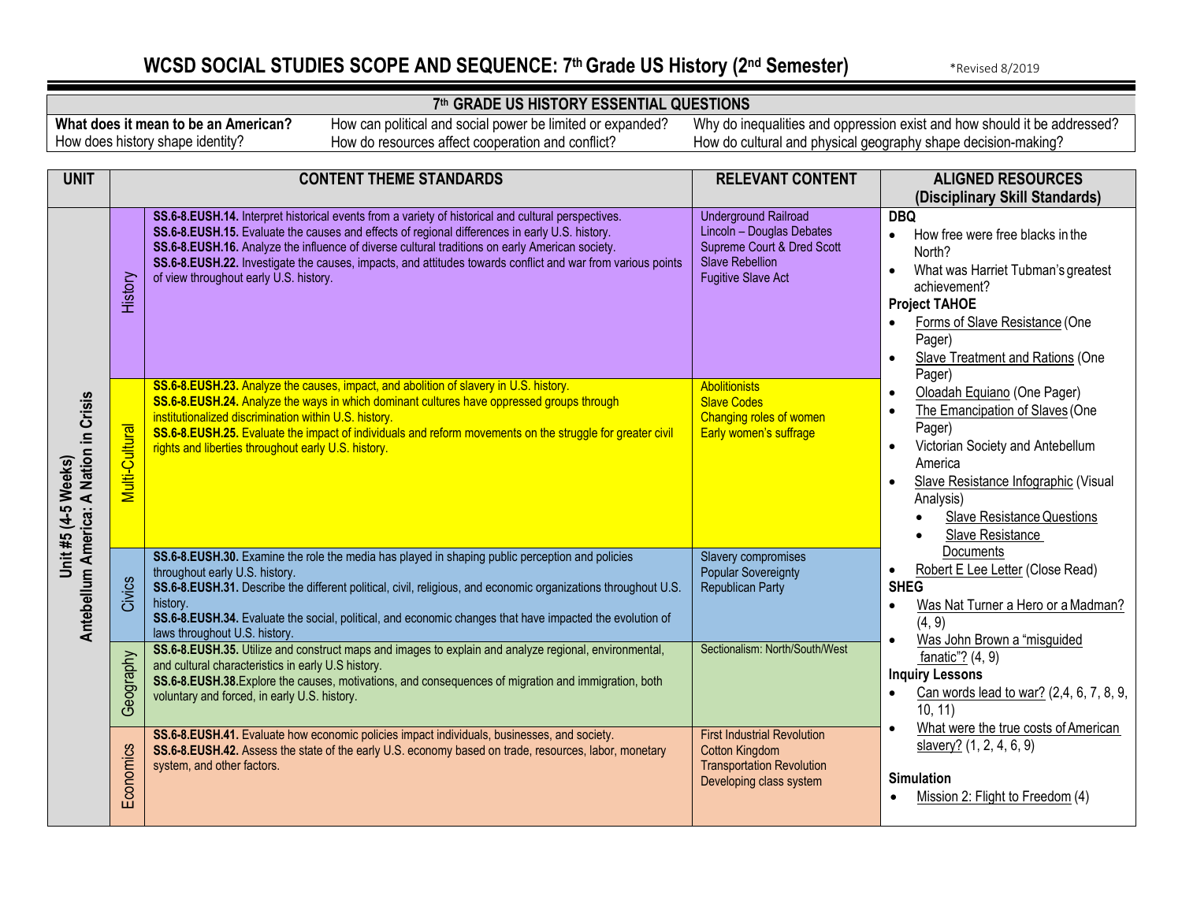# WCSD SOCIAL STUDIES SCOPE AND SEQUENCE: 7th Grade US History (2nd Semester)

*Revised 8/2019

| 7th GRADE US HISTORY ESSENTIAL QUESTIONS | | |
|---|---|---|
| **What does it mean to be an American?** | How can political and social power be limited or expanded? | Why do inequalities and oppression exist and how should it be addressed? |
| How does history shape identity? | How do resources affect cooperation and conflict? | How do cultural and physical geography shape decision-making? |

| UNIT | | CONTENT THEME STANDARDS | RELEVANT CONTENT | ALIGNED RESOURCES (Disciplinary Skill Standards) |
|---|---|---|---|---|
| Unit #5 (4-5 Weeks) Antebellum America: A Nation in Crisis | History | **SS.6-8.EUSH.14.** Interpret historical events from a variety of historical and cultural perspectives.<br>**SS.6-8.EUSH.15.** Evaluate the causes and effects of regional differences in early U.S. history.<br>**SS.6-8.EUSH.16.** Analyze the influence of diverse cultural traditions on early American society.<br>**SS.6-8.EUSH.22.** Investigate the causes, impacts, and attitudes towards conflict and war from various points of view throughout early U.S. history. | Underground Railroad<br>Lincoln – Douglas Debates<br>Supreme Court & Dred Scott<br>Slave Rebellion<br>Fugitive Slave Act | **DBQ**<br>• How free were free blacks in the North?<br>• What was Harriet Tubman's greatest achievement?<br>**Project TAHOE**<br>• Forms of Slave Resistance (One Pager)<br>• Slave Treatment and Rations (One Pager)<br>• Oloadah Equiano (One Pager)<br>• The Emancipation of Slaves (One Pager)<br>• Victorian Society and Antebellum America<br>• Slave Resistance Infographic (Visual Analysis)<br>&nbsp;&nbsp;• Slave Resistance Questions<br>&nbsp;&nbsp;• Slave Resistance Documents<br>• Robert E Lee Letter (Close Read)<br>**SHEG**<br>• Was Nat Turner a Hero or a Madman? (4, 9)<br>• Was John Brown a "misguided fanatic"? (4, 9)<br>**Inquiry Lessons**<br>• Can words lead to war? (2,4, 6, 7, 8, 9, 10, 11)<br>• What were the true costs of American slavery? (1, 2, 4, 6, 9)<br>**Simulation**<br>• Mission 2: Flight to Freedom (4) |
| | Multi-Cultural | **SS.6-8.EUSH.23.** Analyze the causes, impact, and abolition of slavery in U.S. history.<br>**SS.6-8.EUSH.24.** Analyze the ways in which dominant cultures have oppressed groups through institutionalized discrimination within U.S. history.<br>**SS.6-8.EUSH.25.** Evaluate the impact of individuals and reform movements on the struggle for greater civil rights and liberties throughout early U.S. history. | Abolitionists<br>Slave Codes<br>Changing roles of women<br>Early women's suffrage | |
| | Civics | **SS.6-8.EUSH.30.** Examine the role the media has played in shaping public perception and policies throughout early U.S. history.<br>**SS.6-8.EUSH.31.** Describe the different political, civil, religious, and economic organizations throughout U.S. history.<br>**SS.6-8.EUSH.34.** Evaluate the social, political, and economic changes that have impacted the evolution of laws throughout U.S. history. | Slavery compromises<br>Popular Sovereignty<br>Republican Party | |
| | Geography | **SS.6-8.EUSH.35.** Utilize and construct maps and images to explain and analyze regional, environmental, and cultural characteristics in early U.S history.<br>**SS.6-8.EUSH.38.** Explore the causes, motivations, and consequences of migration and immigration, both voluntary and forced, in early U.S. history. | Sectionalism: North/South/West | |
| | Economics | **SS.6-8.EUSH.41.** Evaluate how economic policies impact individuals, businesses, and society.<br>**SS.6-8.EUSH.42.** Assess the state of the early U.S. economy based on trade, resources, labor, monetary system, and other factors. | First Industrial Revolution<br>Cotton Kingdom<br>Transportation Revolution<br>Developing class system | |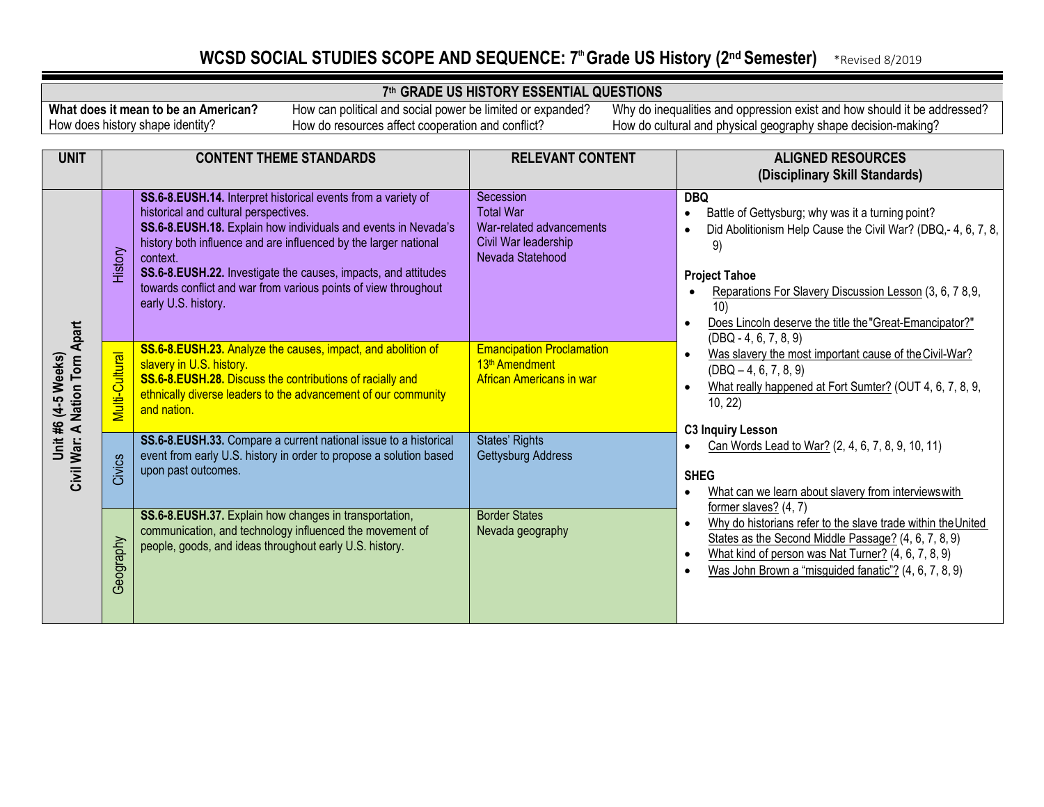# WCSD SOCIAL STUDIES SCOPE AND SEQUENCE: 7th Grade US History (2nd Semester)

*Revised 8/2019

| 7th GRADE US HISTORY ESSENTIAL QUESTIONS | | |
|---|---|---|
| **What does it mean to be an American?** | How can political and social power be limited or expanded? | Why do inequalities and oppression exist and how should it be addressed? |
| How does history shape identity? | How do resources affect cooperation and conflict? | How do cultural and physical geography shape decision-making? |

| UNIT | CONTENT THEME STANDARDS | | RELEVANT CONTENT | ALIGNED RESOURCES (Disciplinary Skill Standards) |
|---|---|---|---|---|
| **Unit #6 (4-5 Weeks) Civil War: A Nation Torn Apart** | History | **SS.6-8.EUSH.14.** Interpret historical events from a variety of historical and cultural perspectives.<br>**SS.6-8.EUSH.18.** Explain how individuals and events in Nevada's history both influence and are influenced by the larger national context.<br>**SS.6-8.EUSH.22.** Investigate the causes, impacts, and attitudes towards conflict and war from various points of view throughout early U.S. history. | Secession<br>Total War<br>War-related advancements<br>Civil War leadership<br>Nevada Statehood | **DBQ**<br>• Battle of Gettysburg; why was it a turning point?<br>• Did Abolitionism Help Cause the Civil War? (DBQ,- 4, 6, 7, 8, 9)<br><br>**Project Tahoe**<br>• Reparations For Slavery Discussion Lesson (3, 6, 7 8,9, 10)<br>• Does Lincoln deserve the title the"Great-Emancipator?" (DBQ - 4, 6, 7, 8, 9)<br>• Was slavery the most important cause of the Civil-War? (DBQ – 4, 6, 7, 8, 9)<br>• What really happened at Fort Sumter? (OUT 4, 6, 7, 8, 9, 10, 22)<br><br>**C3 Inquiry Lesson**<br>• Can Words Lead to War? (2, 4, 6, 7, 8, 9, 10, 11)<br><br>**SHEG**<br>• What can we learn about slavery from interviews with former slaves? (4, 7)<br>• Why do historians refer to the slave trade within the United States as the Second Middle Passage? (4, 6, 7, 8, 9)<br>• What kind of person was Nat Turner? (4, 6, 7, 8, 9)<br>• Was John Brown a "misguided fanatic"? (4, 6, 7, 8, 9) |
| | Multi-Cultural | **SS.6-8.EUSH.23.** Analyze the causes, impact, and abolition of slavery in U.S. history.<br>**SS.6-8.EUSH.28.** Discuss the contributions of racially and ethnically diverse leaders to the advancement of our community and nation. | Emancipation Proclamation<br>13th Amendment<br>African Americans in war | |
| | Civics | **SS.6-8.EUSH.33.** Compare a current national issue to a historical event from early U.S. history in order to propose a solution based upon past outcomes. | States' Rights<br>Gettysburg Address | |
| | Geography | **SS.6-8.EUSH.37.** Explain how changes in transportation, communication, and technology influenced the movement of people, goods, and ideas throughout early U.S. history. | Border States<br>Nevada geography | |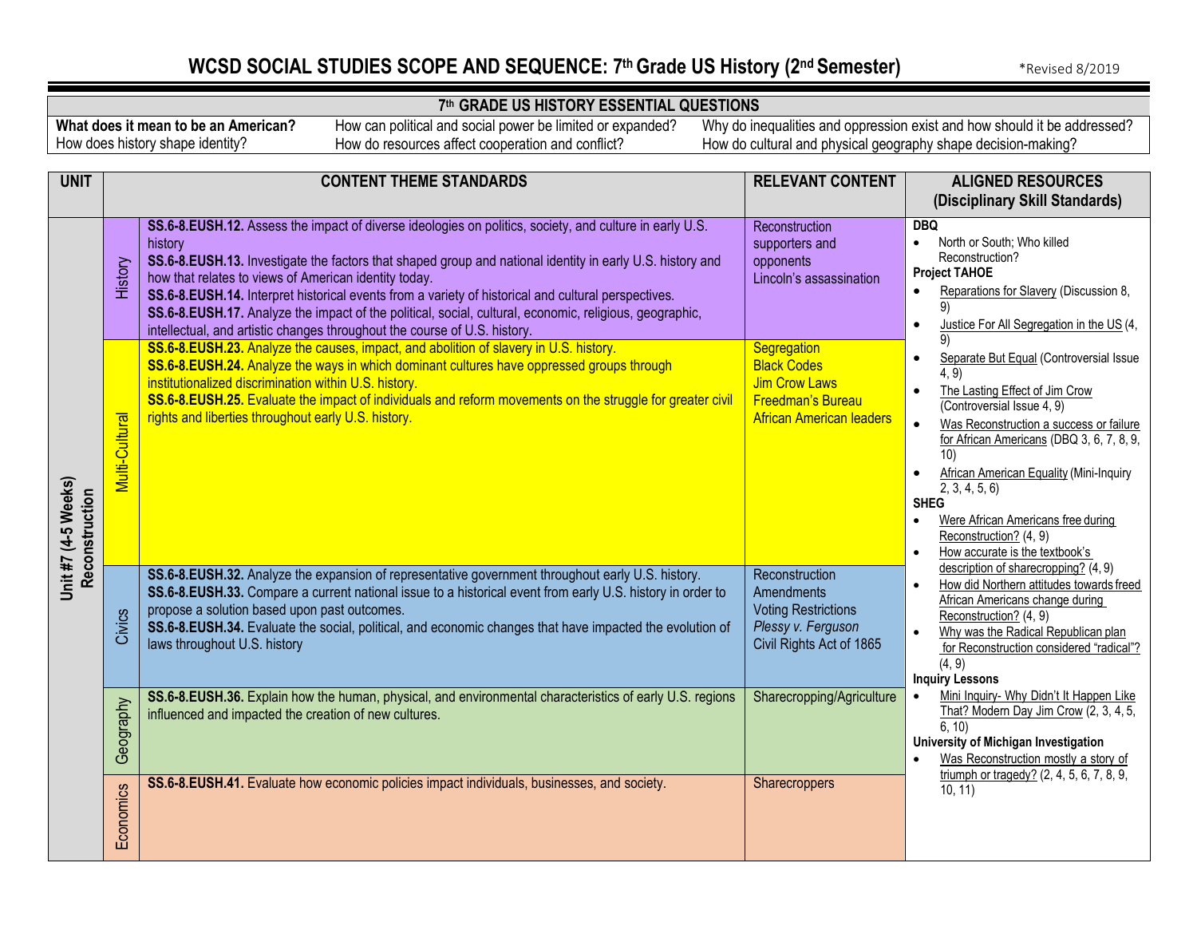# WCSD SOCIAL STUDIES SCOPE AND SEQUENCE: 7th Grade US History (2nd Semester)

*Revised 8/2019

| 7th GRADE US HISTORY ESSENTIAL QUESTIONS | | |
|---|---|---|
| **What does it mean to be an American?** | How can political and social power be limited or expanded? | Why do inequalities and oppression exist and how should it be addressed? |
| How does history shape identity? | How do resources affect cooperation and conflict? | How do cultural and physical geography shape decision-making? |

| UNIT | | CONTENT THEME STANDARDS | RELEVANT CONTENT | ALIGNED RESOURCES (Disciplinary Skill Standards) |
|---|---|---|---|---|
| **Unit #7 (4-5 Weeks) Reconstruction** | History | **SS.6-8.EUSH.12.** Assess the impact of diverse ideologies on politics, society, and culture in early U.S. history<br>**SS.6-8.EUSH.13.** Investigate the factors that shaped group and national identity in early U.S. history and how that relates to views of American identity today.<br>**SS.6-8.EUSH.14.** Interpret historical events from a variety of historical and cultural perspectives.<br>**SS.6-8.EUSH.17.** Analyze the impact of the political, social, cultural, economic, religious, geographic, intellectual, and artistic changes throughout the course of U.S. history. | Reconstruction supporters and opponents<br>Lincoln's assassination | **DBQ**<br>• North or South; Who killed Reconstruction?<br>**Project TAHOE**<br>• Reparations for Slavery (Discussion 8, 9)<br>• Justice For All Segregation in the US (4, 9)<br>• Separate But Equal (Controversial Issue 4, 9)<br>• The Lasting Effect of Jim Crow (Controversial Issue 4, 9)<br>• Was Reconstruction a success or failure for African Americans (DBQ 3, 6, 7, 8, 9, 10)<br>• African American Equality (Mini-Inquiry 2, 3, 4, 5, 6)<br>**SHEG**<br>• Were African Americans free during Reconstruction? (4, 9)<br>• How accurate is the textbook's description of sharecropping? (4, 9)<br>• How did Northern attitudes towards freed African Americans change during Reconstruction? (4, 9)<br>• Why was the Radical Republican plan for Reconstruction considered "radical"? (4, 9)<br>**Inquiry Lessons**<br>• Mini Inquiry- Why Didn't It Happen Like That? Modern Day Jim Crow (2, 3, 4, 5, 6, 10)<br>**University of Michigan Investigation**<br>• Was Reconstruction mostly a story of triumph or tragedy? (2, 4, 5, 6, 7, 8, 9, 10, 11) |
| | Multi-Cultural | **SS.6-8.EUSH.23.** Analyze the causes, impact, and abolition of slavery in U.S. history.<br>**SS.6-8.EUSH.24.** Analyze the ways in which dominant cultures have oppressed groups through institutionalized discrimination within U.S. history.<br>**SS.6-8.EUSH.25.** Evaluate the impact of individuals and reform movements on the struggle for greater civil rights and liberties throughout early U.S. history. | Segregation<br>Black Codes<br>Jim Crow Laws<br>Freedman's Bureau<br>African American leaders | |
| | Civics | **SS.6-8.EUSH.32.** Analyze the expansion of representative government throughout early U.S. history.<br>**SS.6-8.EUSH.33.** Compare a current national issue to a historical event from early U.S. history in order to propose a solution based upon past outcomes.<br>**SS.6-8.EUSH.34.** Evaluate the social, political, and economic changes that have impacted the evolution of laws throughout U.S. history | Reconstruction Amendments<br>Voting Restrictions<br>*Plessy v. Ferguson*<br>Civil Rights Act of 1865 | |
| | Geography | **SS.6-8.EUSH.36.** Explain how the human, physical, and environmental characteristics of early U.S. regions influenced and impacted the creation of new cultures. | Sharecropping/Agriculture | |
| | Economics | **SS.6-8.EUSH.41.** Evaluate how economic policies impact individuals, businesses, and society. | Sharecroppers | |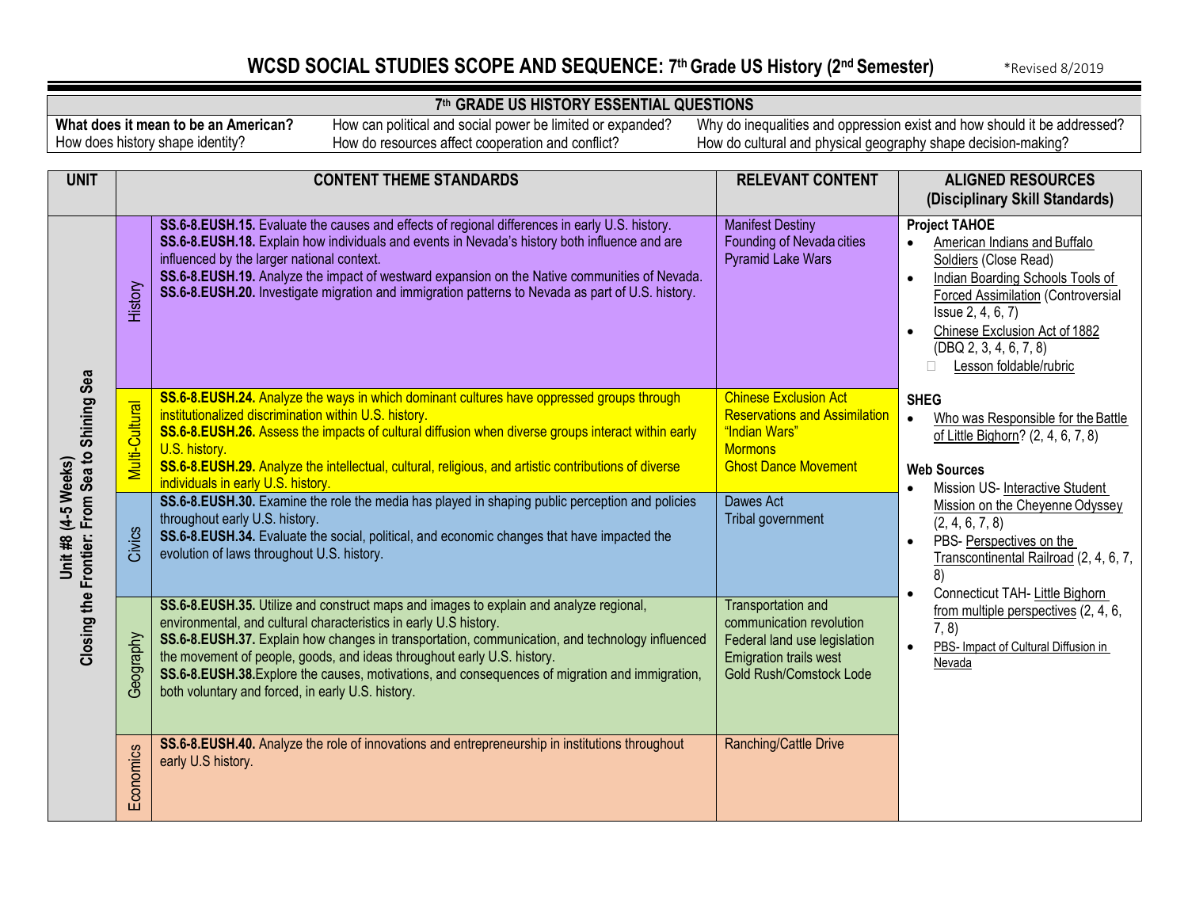# WCSD SOCIAL STUDIES SCOPE AND SEQUENCE: 7th Grade US History (2nd Semester)

*Revised 8/2019

| 7th GRADE US HISTORY ESSENTIAL QUESTIONS | | |
|---|---|---|
| **What does it mean to be an American?** | How can political and social power be limited or expanded? | Why do inequalities and oppression exist and how should it be addressed? |
| How does history shape identity? | How do resources affect cooperation and conflict? | How do cultural and physical geography shape decision-making? |

| UNIT | | CONTENT THEME STANDARDS | RELEVANT CONTENT | ALIGNED RESOURCES (Disciplinary Skill Standards) |
|---|---|---|---|---|
| **Unit #8 (4-5 Weeks) Closing the Frontier: From Sea to Shining Sea** | History | **SS.6-8.EUSH.15.** Evaluate the causes and effects of regional differences in early U.S. history.<br>**SS.6-8.EUSH.18.** Explain how individuals and events in Nevada's history both influence and are influenced by the larger national context.<br>**SS.6-8.EUSH.19.** Analyze the impact of westward expansion on the Native communities of Nevada.<br>**SS.6-8.EUSH.20.** Investigate migration and immigration patterns to Nevada as part of U.S. history. | Manifest Destiny<br>Founding of Nevada cities<br>Pyramid Lake Wars | **Project TAHOE**<br>• American Indians and Buffalo Soldiers (Close Read)<br>• Indian Boarding Schools Tools of Forced Assimilation (Controversial Issue 2, 4, 6, 7)<br>• Chinese Exclusion Act of 1882 (DBQ 2, 3, 4, 6, 7, 8)<br>&nbsp;&nbsp;&nbsp;&nbsp;▫ Lesson foldable/rubric<br><br>**SHEG**<br>• Who was Responsible for the Battle of Little Bighorn? (2, 4, 6, 7, 8)<br><br>**Web Sources**<br>• Mission US- Interactive Student Mission on the Cheyenne Odyssey (2, 4, 6, 7, 8)<br>• PBS- Perspectives on the Transcontinental Railroad (2, 4, 6, 7, 8)<br>• Connecticut TAH- Little Bighorn from multiple perspectives (2, 4, 6, 7, 8)<br>• PBS- Impact of Cultural Diffusion in Nevada |
| | Multi-Cultural | **SS.6-8.EUSH.24.** Analyze the ways in which dominant cultures have oppressed groups through institutionalized discrimination within U.S. history.<br>**SS.6-8.EUSH.26.** Assess the impacts of cultural diffusion when diverse groups interact within early U.S. history.<br>**SS.6-8.EUSH.29.** Analyze the intellectual, cultural, religious, and artistic contributions of diverse individuals in early U.S. history. | Chinese Exclusion Act<br>Reservations and Assimilation<br>"Indian Wars"<br>Mormons<br>Ghost Dance Movement | |
| | Civics | **SS.6-8.EUSH.30.** Examine the role the media has played in shaping public perception and policies throughout early U.S. history.<br>**SS.6-8.EUSH.34.** Evaluate the social, political, and economic changes that have impacted the evolution of laws throughout U.S. history. | Dawes Act<br>Tribal government | |
| | Geography | **SS.6-8.EUSH.35.** Utilize and construct maps and images to explain and analyze regional, environmental, and cultural characteristics in early U.S history.<br>**SS.6-8.EUSH.37.** Explain how changes in transportation, communication, and technology influenced the movement of people, goods, and ideas throughout early U.S. history.<br>**SS.6-8.EUSH.38.** Explore the causes, motivations, and consequences of migration and immigration, both voluntary and forced, in early U.S. history. | Transportation and communication revolution<br>Federal land use legislation<br>Emigration trails west<br>Gold Rush/Comstock Lode | |
| | Economics | **SS.6-8.EUSH.40.** Analyze the role of innovations and entrepreneurship in institutions throughout early U.S history. | Ranching/Cattle Drive | |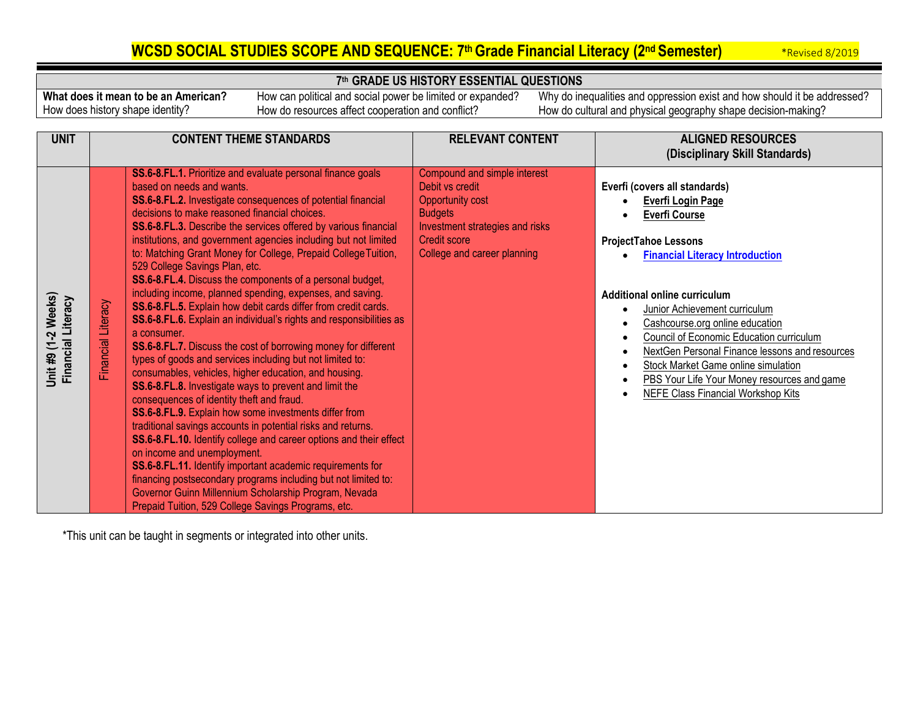# WCSD SOCIAL STUDIES SCOPE AND SEQUENCE: 7th Grade Financial Literacy (2nd Semester)

*Revised 8/2019

| 7th GRADE US HISTORY ESSENTIAL QUESTIONS | | |
|---|---|---|
| **What does it mean to be an American?** | How can political and social power be limited or expanded? | Why do inequalities and oppression exist and how should it be addressed? |
| How does history shape identity? | How do resources affect cooperation and conflict? | How do cultural and physical geography shape decision-making? |

| UNIT | CONTENT THEME STANDARDS | | RELEVANT CONTENT | ALIGNED RESOURCES (Disciplinary Skill Standards) |
|---|---|---|---|---|
| **Unit #9 (1-2 Weeks) Financial Literacy** | Financial Literacy | **SS.6-8.FL.1.** Prioritize and evaluate personal finance goals based on needs and wants.<br>**SS.6-8.FL.2.** Investigate consequences of potential financial decisions to make reasoned financial choices.<br>**SS.6-8.FL.3.** Describe the services offered by various financial institutions, and government agencies including but not limited to: Matching Grant Money for College, Prepaid College Tuition, 529 College Savings Plan, etc.<br>**SS.6-8.FL.4.** Discuss the components of a personal budget, including income, planned spending, expenses, and saving.<br>**SS.6-8.FL.5.** Explain how debit cards differ from credit cards.<br>**SS.6-8.FL.6.** Explain an individual's rights and responsibilities as a consumer.<br>**SS.6-8.FL.7.** Discuss the cost of borrowing money for different types of goods and services including but not limited to: consumables, vehicles, higher education, and housing.<br>**SS.6-8.FL.8.** Investigate ways to prevent and limit the consequences of identity theft and fraud.<br>**SS.6-8.FL.9.** Explain how some investments differ from traditional savings accounts in potential risks and returns.<br>**SS.6-8.FL.10.** Identify college and career options and their effect on income and unemployment.<br>**SS.6-8.FL.11.** Identify important academic requirements for financing postsecondary programs including but not limited to: Governor Guinn Millennium Scholarship Program, Nevada Prepaid Tuition, 529 College Savings Programs, etc. | Compound and simple interest<br>Debit vs credit<br>Opportunity cost<br>Budgets<br>Investment strategies and risks<br>Credit score<br>College and career planning | **Everfi (covers all standards)**<br>• **Everfi Login Page**<br>• **Everfi Course**<br><br>**ProjectTahoe Lessons**<br>• **Financial Literacy Introduction**<br><br>**Additional online curriculum**<br>• Junior Achievement curriculum<br>• Cashcourse.org online education<br>• Council of Economic Education curriculum<br>• NextGen Personal Finance lessons and resources<br>• Stock Market Game online simulation<br>• PBS Your Life Your Money resources and game<br>• NEFE Class Financial Workshop Kits |

*This unit can be taught in segments or integrated into other units.